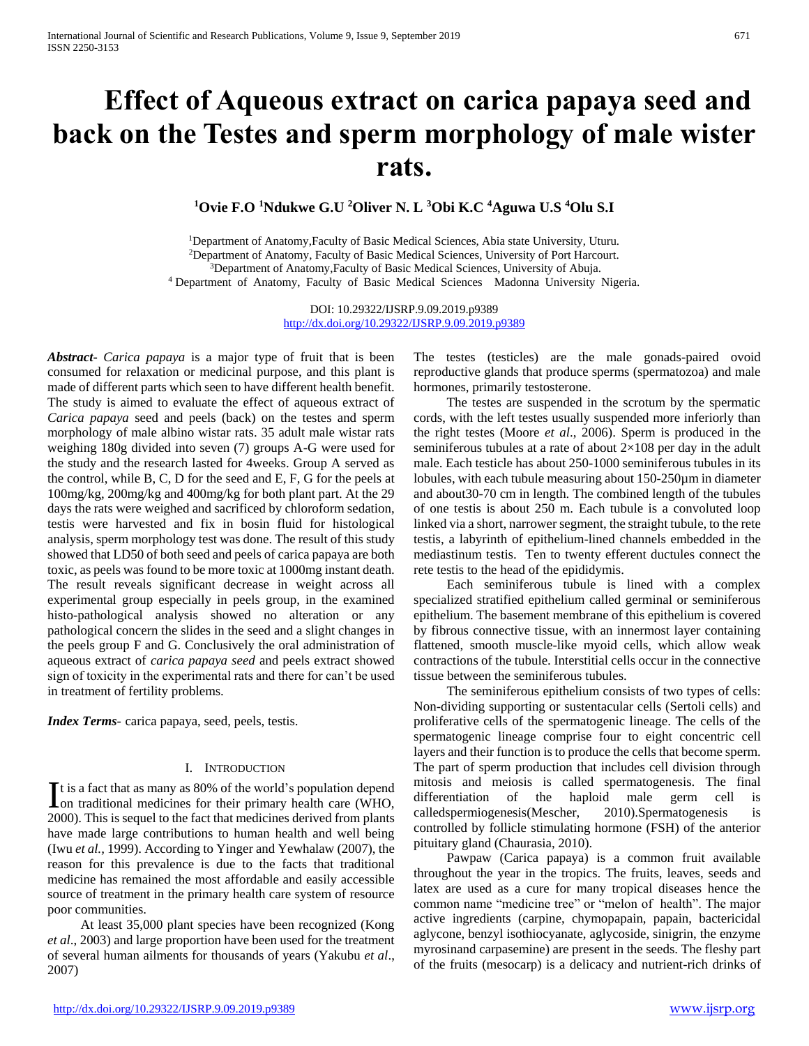# Effect of Aqueous extract on carica papaya seed and back on the Testes and sperm morphology of male wister rats.

**[1]Ovie F.O [1]Ndukwe G.U [2]Oliver N. L [3]Obi K.C [4]Aguwa U.S [4]Olu S.I**

[1]Department of Anatomy,Faculty of Basic Medical Sciences, Abia state University, Uturu.
[2]Department of Anatomy, Faculty of Basic Medical Sciences, University of Port Harcourt.
[3]Department of Anatomy,Faculty of Basic Medical Sciences, University of Abuja.
[4] Department of Anatomy, Faculty of Basic Medical Sciences Madonna University Nigeria.

DOI: 10.29322/IJSRP.9.09.2019.p9389
http://dx.doi.org/10.29322/IJSRP.9.09.2019.p9389

***Abstract-*** *Carica papaya* is a major type of fruit that is been consumed for relaxation or medicinal purpose, and this plant is made of different parts which seen to have different health benefit. The study is aimed to evaluate the effect of aqueous extract of *Carica papaya* seed and peels (back) on the testes and sperm morphology of male albino wistar rats. 35 adult male wistar rats weighing 180g divided into seven (7) groups A-G were used for the study and the research lasted for 4weeks. Group A served as the control, while B, C, D for the seed and E, F, G for the peels at 100mg/kg, 200mg/kg and 400mg/kg for both plant part. At the 29 days the rats were weighed and sacrificed by chloroform sedation, testis were harvested and fix in bosin fluid for histological analysis, sperm morphology test was done. The result of this study showed that LD50 of both seed and peels of carica papaya are both toxic, as peels was found to be more toxic at 1000mg instant death. The result reveals significant decrease in weight across all experimental group especially in peels group, in the examined histo-pathological analysis showed no alteration or any pathological concern the slides in the seed and a slight changes in the peels group F and G. Conclusively the oral administration of aqueous extract of *carica papaya seed* and peels extract showed sign of toxicity in the experimental rats and there for can't be used in treatment of fertility problems.

***Index Terms***- carica papaya, seed, peels, testis.

## I. Introduction

It is a fact that as many as 80% of the world's population depend on traditional medicines for their primary health care (WHO, 2000). This is sequel to the fact that medicines derived from plants have made large contributions to human health and well being (Iwu *et al.,* 1999). According to Yinger and Yewhalaw (2007), the reason for this prevalence is due to the facts that traditional medicine has remained the most affordable and easily accessible source of treatment in the primary health care system of resource poor communities.

At least 35,000 plant species have been recognized (Kong *et al*., 2003) and large proportion have been used for the treatment of several human ailments for thousands of years (Yakubu *et al*., 2007)

The testes (testicles) are the male gonads-paired ovoid reproductive glands that produce sperms (spermatozoa) and male hormones, primarily testosterone.

The testes are suspended in the scrotum by the spermatic cords, with the left testes usually suspended more inferiorly than the right testes (Moore *et al*., 2006). Sperm is produced in the seminiferous tubules at a rate of about $2\times10^8$ per day in the adult male. Each testicle has about 250-1000 seminiferous tubules in its lobules, with each tubule measuring about 150-250µm in diameter and about30-70 cm in length. The combined length of the tubules of one testis is about 250 m. Each tubule is a convoluted loop linked via a short, narrower segment, the straight tubule, to the rete testis, a labyrinth of epithelium-lined channels embedded in the mediastinum testis. Ten to twenty efferent ductules connect the rete testis to the head of the epididymis.

Each seminiferous tubule is lined with a complex specialized stratified epithelium called germinal or seminiferous epithelium. The basement membrane of this epithelium is covered by fibrous connective tissue, with an innermost layer containing flattened, smooth muscle-like myoid cells, which allow weak contractions of the tubule. Interstitial cells occur in the connective tissue between the seminiferous tubules.

The seminiferous epithelium consists of two types of cells: Non-dividing supporting or sustentacular cells (Sertoli cells) and proliferative cells of the spermatogenic lineage. The cells of the spermatogenic lineage comprise four to eight concentric cell layers and their function is to produce the cells that become sperm. The part of sperm production that includes cell division through mitosis and meiosis is called spermatogenesis. The final differentiation of the haploid male germ cell is calledspermiogenesis(Mescher, 2010).Spermatogenesis is controlled by follicle stimulating hormone (FSH) of the anterior pituitary gland (Chaurasia, 2010).

Pawpaw (Carica papaya) is a common fruit available throughout the year in the tropics. The fruits, leaves, seeds and latex are used as a cure for many tropical diseases hence the common name "medicine tree" or "melon of health". The major active ingredients (carpine, chymopapain, papain, bactericidal aglycone, benzyl isothiocyanate, aglycoside, sinigrin, the enzyme myrosinand carpasemine) are present in the seeds. The fleshy part of the fruits (mesocarp) is a delicacy and nutrient-rich drinks of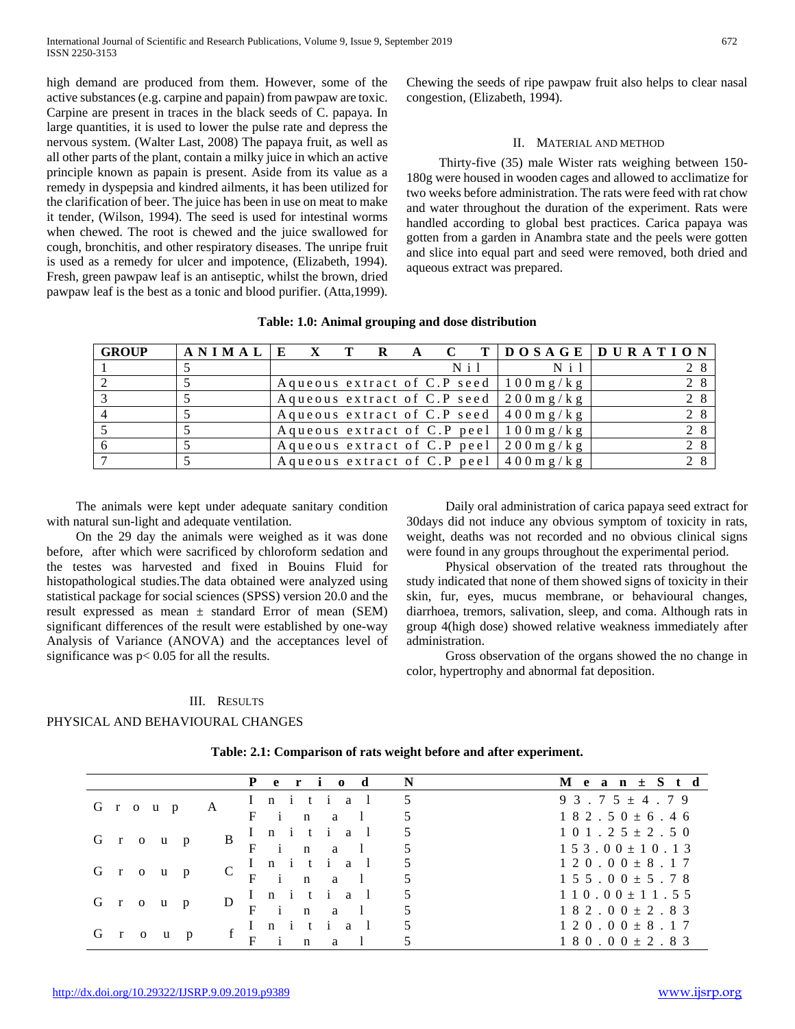high demand are produced from them. However, some of the active substances (e.g. carpine and papain) from pawpaw are toxic. Carpine are present in traces in the black seeds of C. papaya. In large quantities, it is used to lower the pulse rate and depress the nervous system. (Walter Last, 2008) The papaya fruit, as well as all other parts of the plant, contain a milky juice in which an active principle known as papain is present. Aside from its value as a remedy in dyspepsia and kindred ailments, it has been utilized for the clarification of beer. The juice has been in use on meat to make it tender, (Wilson, 1994). The seed is used for intestinal worms when chewed. The root is chewed and the juice swallowed for cough, bronchitis, and other respiratory diseases. The unripe fruit is used as a remedy for ulcer and impotence, (Elizabeth, 1994). Fresh, green pawpaw leaf is an antiseptic, whilst the brown, dried pawpaw leaf is the best as a tonic and blood purifier. (Atta,1999). Chewing the seeds of ripe pawpaw fruit also helps to clear nasal congestion, (Elizabeth, 1994).

## II. Material and Method

Thirty-five (35) male Wister rats weighing between 150-180g were housed in wooden cages and allowed to acclimatize for two weeks before administration. The rats were feed with rat chow and water throughout the duration of the experiment. Rats were handled according to global best practices. Carica papaya was gotten from a garden in Anambra state and the peels were gotten and slice into equal part and seed were removed, both dried and aqueous extract was prepared.

**Table: 1.0: Animal grouping and dose distribution**

| GROUP | ANIMAL | EXTRACT | DOSAGE | DURATION |
|---|---|---|---|---|
| 1 | 5 | Nil | Nil | 28 |
| 2 | 5 | Aqueous extract of C.P seed | 100mg/kg | 28 |
| 3 | 5 | Aqueous extract of C.P seed | 200mg/kg | 28 |
| 4 | 5 | Aqueous extract of C.P seed | 400mg/kg | 28 |
| 5 | 5 | Aqueous extract of C.P peel | 100mg/kg | 28 |
| 6 | 5 | Aqueous extract of C.P peel | 200mg/kg | 28 |
| 7 | 5 | Aqueous extract of C.P peel | 400mg/kg | 28 |

The animals were kept under adequate sanitary condition with natural sun-light and adequate ventilation.

On the 29 day the animals were weighed as it was done before, after which were sacrificed by chloroform sedation and the testes was harvested and fixed in Bouins Fluid for histopathological studies.The data obtained were analyzed using statistical package for social sciences (SPSS) version 20.0 and the result expressed as mean ± standard Error of mean (SEM) significant differences of the result were established by one-way Analysis of Variance (ANOVA) and the acceptances level of significance was $p < 0.05$ for all the results.

Daily oral administration of carica papaya seed extract for 30days did not induce any obvious symptom of toxicity in rats, weight, deaths was not recorded and no obvious clinical signs were found in any groups throughout the experimental period.

Physical observation of the treated rats throughout the study indicated that none of them showed signs of toxicity in their skin, fur, eyes, mucus membrane, or behavioural changes, diarrhoea, tremors, salivation, sleep, and coma. Although rats in group 4(high dose) showed relative weakness immediately after administration.

Gross observation of the organs showed the no change in color, hypertrophy and abnormal fat deposition.

## III. Results

PHYSICAL AND BEHAVIOURAL CHANGES

**Table: 2.1: Comparison of rats weight before and after experiment.**

| | Period | N | Mean ± Std |
|---|---|---|---|
| Group A | Initial | 5 | 93.75 ± 4.79 |
| | Final | 5 | 182.50 ± 6.46 |
| Group B | Initial | 5 | 101.25 ± 2.50 |
| | Final | 5 | 153.00 ± 10.13 |
| Group C | Initial | 5 | 120.00 ± 8.17 |
| | Final | 5 | 155.00 ± 5.78 |
| Group D | Initial | 5 | 110.00 ± 11.55 |
| | Final | 5 | 182.00 ± 2.83 |
| Group f | Initial | 5 | 120.00 ± 8.17 |
| | Final | 5 | 180.00 ± 2.83 |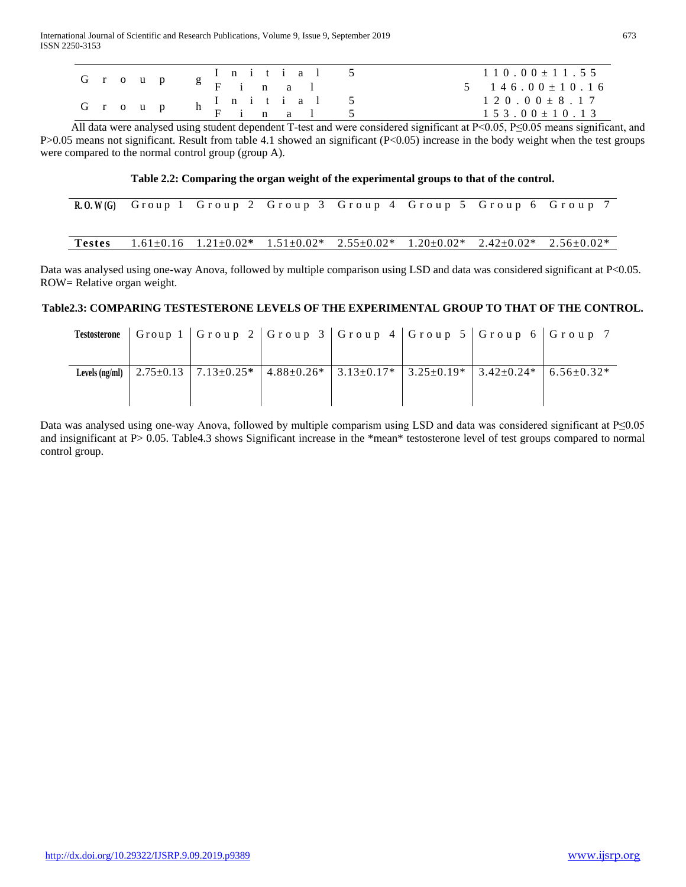| Group g | Initial | 5 | 110.00±11.55 |
|---|---|---|---|
| | Final | 5 | 146.00±10.16 |
| Group h | Initial | 5 | 120.00±8.17 |
| | Final | 5 | 153.00±10.13 |

All data were analysed using student dependent T-test and were considered significant at $P<0.05$, $P\leq0.05$ means significant, and $P>0.05$ means not significant. Result from table 4.1 showed an significant ($P<0.05$) increase in the body weight when the test groups were compared to the normal control group (group A).

**Table 2.2: Comparing the organ weight of the experimental groups to that of the control.**

| R. O. W (G) | Group 1 | Group 2 | Group 3 | Group 4 | Group 5 | Group 6 | Group 7 |
|---|---|---|---|---|---|---|---|
| **Testes** | 1.61±0.16 | 1.21±0.02* | 1.51±0.02* | 2.55±0.02* | 1.20±0.02* | 2.42±0.02* | 2.56±0.02* |

Data was analysed using one-way Anova, followed by multiple comparison using LSD and data was considered significant at $P<0.05$. ROW= Relative organ weight.

**Table2.3: COMPARING TESTESTERONE LEVELS OF THE EXPERIMENTAL GROUP TO THAT OF THE CONTROL.**

| Testosterone | Group 1 | Group 2 | Group 3 | Group 4 | Group 5 | Group 6 | Group 7 |
|---|---|---|---|---|---|---|---|
| Levels (ng/ml) | 2.75±0.13 | 7.13±0.25* | 4.88±0.26* | 3.13±0.17* | 3.25±0.19* | 3.42±0.24* | 6.56±0.32* |

Data was analysed using one-way Anova, followed by multiple comparism using LSD and data was considered significant at $P\leq0.05$ and insignificant at $P> 0.05$. Table4.3 shows Significant increase in the *mean* testosterone level of test groups compared to normal control group.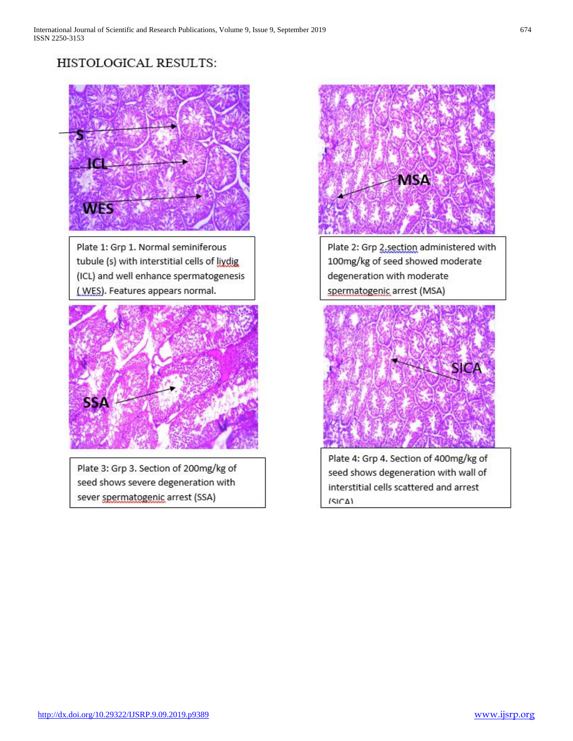## HISTOLOGICAL RESULTS:

Plate 1: Grp 1. Normal seminiferous tubule (s) with interstitial cells of liydig (ICL) and well enhance spermatogenesis ( WES). Features appears normal.

Plate 2: Grp 2.section administered with 100mg/kg of seed showed moderate degeneration with moderate spermatogenic arrest (MSA)

Plate 3: Grp 3. Section of 200mg/kg of seed shows severe degeneration with sever spermatogenic arrest (SSA)

Plate 4: Grp 4. Section of 400mg/kg of seed shows degeneration with wall of interstitial cells scattered and arrest (SICA)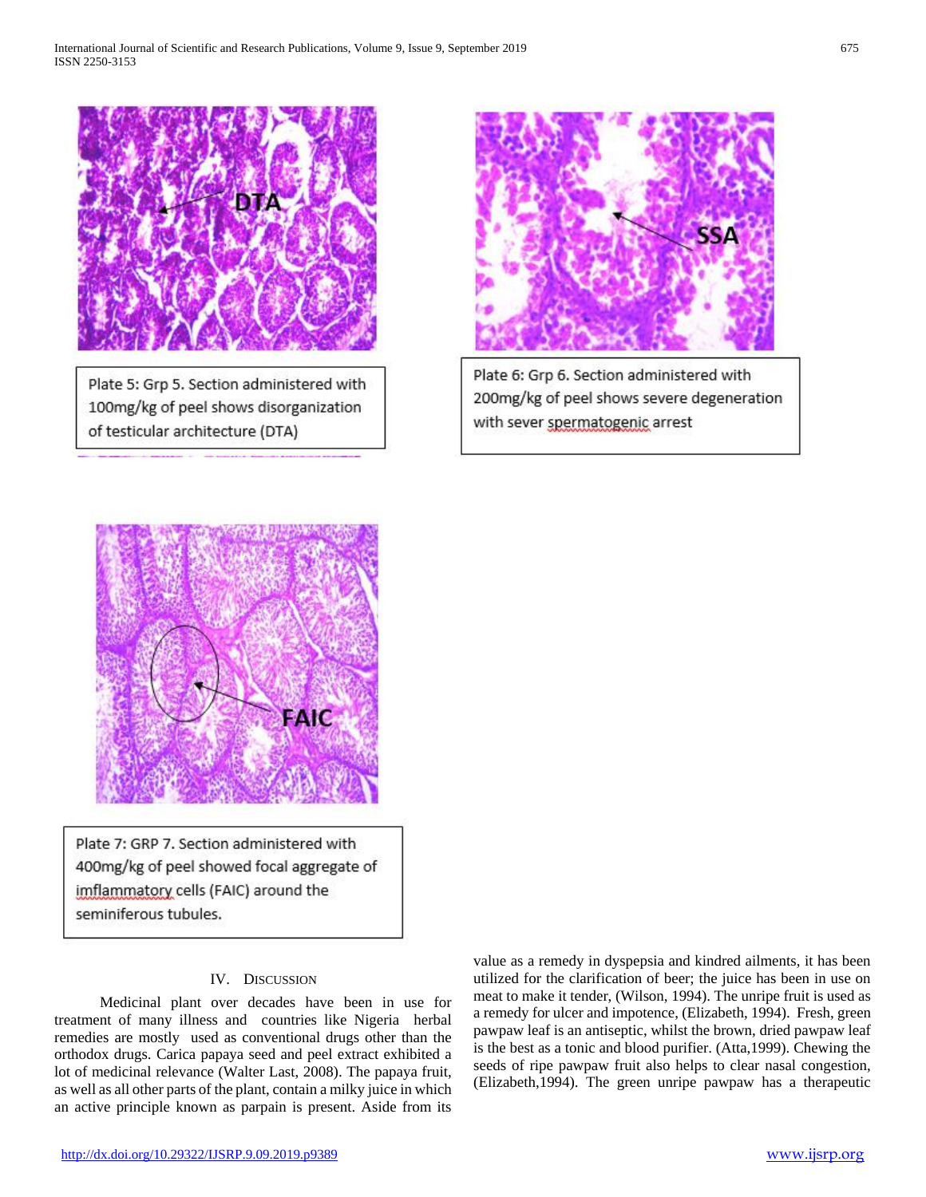Plate 5: Grp 5. Section administered with 100mg/kg of peel shows disorganization of testicular architecture (DTA)

Plate 6: Grp 6. Section administered with 200mg/kg of peel shows severe degeneration with sever spermatogenic arrest

Plate 7: GRP 7. Section administered with 400mg/kg of peel showed focal aggregate of imflammatory cells (FAIC) around the seminiferous tubules.

## IV. Discussion

Medicinal plant over decades have been in use for treatment of many illness and countries like Nigeria herbal remedies are mostly used as conventional drugs other than the orthodox drugs. Carica papaya seed and peel extract exhibited a lot of medicinal relevance (Walter Last, 2008). The papaya fruit, as well as all other parts of the plant, contain a milky juice in which an active principle known as parpain is present. Aside from its value as a remedy in dyspepsia and kindred ailments, it has been utilized for the clarification of beer; the juice has been in use on meat to make it tender, (Wilson, 1994). The unripe fruit is used as a remedy for ulcer and impotence, (Elizabeth, 1994). Fresh, green pawpaw leaf is an antiseptic, whilst the brown, dried pawpaw leaf is the best as a tonic and blood purifier. (Atta,1999). Chewing the seeds of ripe pawpaw fruit also helps to clear nasal congestion, (Elizabeth,1994). The green unripe pawpaw has a therapeutic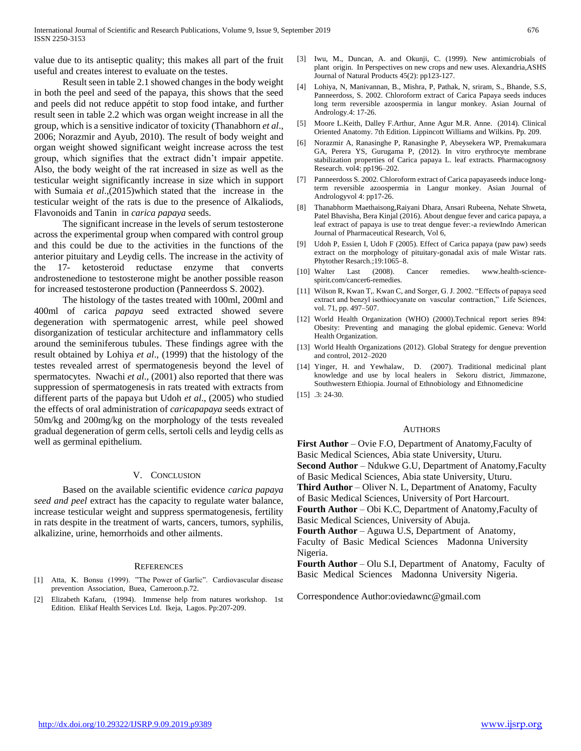value due to its antiseptic quality; this makes all part of the fruit useful and creates interest to evaluate on the testes.

Result seen in table 2.1 showed changes in the body weight in both the peel and seed of the papaya, this shows that the seed and peels did not reduce appétit to stop food intake, and further result seen in table 2.2 which was organ weight increase in all the group, which is a sensitive indicator of toxicity (Thanabhorn *et al*., 2006; Norazmir and Ayub, 2010). The result of body weight and organ weight showed significant weight increase across the test group, which signifies that the extract didn't impair appetite. Also, the body weight of the rat increased in size as well as the testicular weight significantly increase in size which in support with Sumaia *et al*.,(2015)which stated that the increase in the testicular weight of the rats is due to the presence of Alkaliods, Flavonoids and Tanin in *carica papaya* seeds.

The significant increase in the levels of serum testosterone across the experimental group when compared with control group and this could be due to the activities in the functions of the anterior pituitary and Leydig cells. The increase in the activity of the 17- ketosteroid reductase enzyme that converts androstenedione to testosterone might be another possible reason for increased testosterone production (Panneerdoss S. 2002).

The histology of the tastes treated with 100ml, 200ml and 400ml of *c*arica *papaya* seed extracted showed severe degeneration with spermatogenic arrest, while peel showed disorganization of testicular architecture and inflammatory cells around the seminiferous tubules. These findings agree with the result obtained by Lohiya *et al*., (1999) that the histology of the testes revealed arrest of spermatogenesis beyond the level of spermatocytes. Nwachi *et al*., (2001) also reported that there was suppression of spermatogenesis in rats treated with extracts from different parts of the papaya but Udoh *et al*., (2005) who studied the effects of oral administration of *caricapapaya* seeds extract of 50m/kg and 200mg/kg on the morphology of the tests revealed gradual degeneration of germ cells, sertoli cells and leydig cells as well as germinal epithelium.

## V. Conclusion

Based on the available scientific evidence *carica papaya seed and peel* extract has the capacity to regulate water balance, increase testicular weight and suppress spermatogenesis, fertility in rats despite in the treatment of warts, cancers, tumors, syphilis, alkalizine, urine, hemorrhoids and other ailments.

## References

[1] Atta, K. Bonsu (1999). "The Power of Garlic". Cardiovascular disease prevention Association, Buea, Cameroon.p.72.

[2] Elizabeth Kafaru, (1994). Immense help from natures workshop. 1st Edition. Elikaf Health Services Ltd. Ikeja, Lagos. Pp:207-209.

[3] Iwu, M., Duncan, A. and Okunji, C. (1999). New antimicrobials of plant origin. In Perspectives on new crops and new uses. Alexandria,ASHS Journal of Natural Products 45(2): pp123-127.

[4] Lohiya, N, Manivannan, B., Mishra, P, Pathak, N, sriram, S., Bhande, S.S, Panneerdoss, S. 2002. Chloroform extract of Carica Papaya seeds induces long term reversible azoospermia in langur monkey. Asian Journal of Andrology.4: 17-26.

[5] Moore L.Keith, Dalley F.Arthur, Anne Agur M.R. Anne. (2014). Clinical Oriented Anatomy. 7th Edition. Lippincott Williams and Wilkins. Pp. 209.

[6] Norazmir A, Ranasinghe P, Ranasinghe P, Abeysekera WP, Premakumara GA, Perera YS, Gurugama P, (2012). In vitro erythrocyte membrane stabilization properties of Carica papaya L. leaf extracts. Pharmacognosy Research. vol4: pp196–202.

[7] Panneerdoss S. 2002. Chloroform extract of Carica papayaseeds induce long-term reversible azoospermia in Langur monkey. Asian Journal of Andrologyvol 4: pp17-26.

[8] Thanabhorm Maethaisong,Raiyani Dhara, Ansari Rubeena, Nehate Shweta, Patel Bhavisha, Bera Kinjal (2016). About dengue fever and carica papaya, a leaf extract of papaya is use to treat dengue fever:-a reviewIndo American Journal of Pharmaceutical Research, Vol 6,

[9] Udoh P, Essien I, Udoh F (2005). Effect of Carica papaya (paw paw) seeds extract on the morphology of pituitary-gonadal axis of male Wistar rats. Phytother Resarch.;19:1065–8.

[10] Walter Last (2008). Cancer remedies. www.health-science-spirit.com/cancer6-remedies.

[11] Wilson R, Kwan T,. Kwan C, and Sorger, G. J. 2002. "Effects of papaya seed extract and benzyl isothiocyanate on vascular contraction," Life Sciences, vol. 71, pp. 497–507.

[12] World Health Organization (WHO) (2000).Technical report series 894: Obesity: Preventing and managing the global epidemic. Geneva: World Health Organization.

[13] World Health Organizations (2012). Global Strategy for dengue prevention and control, 2012–2020

[14] Yinger, H. and Yewhalaw, D. (2007). Traditional medicinal plant knowledge and use by local healers in Sekoru district, Jimmazone, Southwestern Ethiopia. Journal of Ethnobiology and Ethnomedicine

[15] .3: 24-30.

## Authors

**First Author** – Ovie F.O, Department of Anatomy,Faculty of Basic Medical Sciences, Abia state University, Uturu.

**Second Author** – Ndukwe G.U, Department of Anatomy,Faculty of Basic Medical Sciences, Abia state University, Uturu.

**Third Author** – Oliver N. L, Department of Anatomy, Faculty of Basic Medical Sciences, University of Port Harcourt.

**Fourth Author** – Obi K.C, Department of Anatomy,Faculty of Basic Medical Sciences, University of Abuja.

**Fourth Author** – Aguwa U.S, Department of Anatomy, Faculty of Basic Medical Sciences Madonna University Nigeria.

**Fourth Author** – Olu S.I, Department of Anatomy, Faculty of Basic Medical Sciences Madonna University Nigeria.

Correspondence Author:oviedawnc@gmail.com